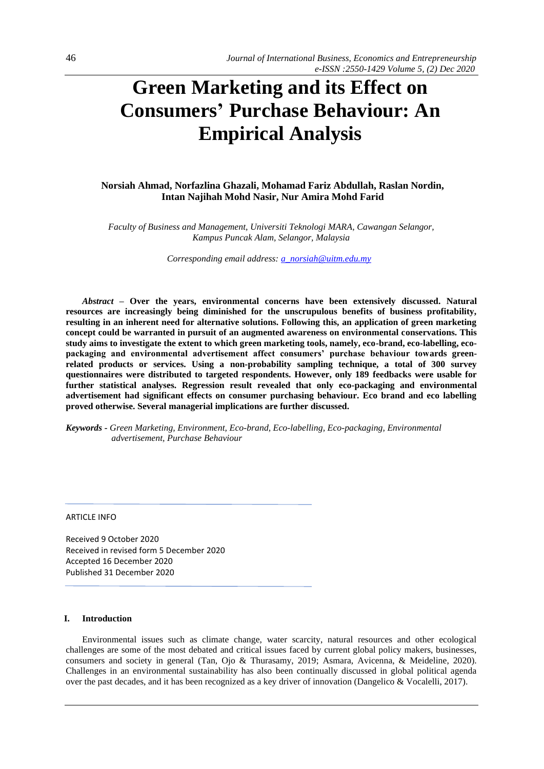# Green Marketing and its Effect on Consumers' Purchase Behaviour: An Empirical Analysis

**Norsiah Ahmad, Norfazlina Ghazali, Mohamad Fariz Abdullah, Raslan Nordin, Intan Najihah Mohd Nasir, Nur Amira Mohd Farid**

*Faculty of Business and Management, Universiti Teknologi MARA, Cawangan Selangor, Kampus Puncak Alam, Selangor, Malaysia*

*Corresponding email address: a_norsiah@uitm.edu.my*

***Abstract*** **– Over the years, environmental concerns have been extensively discussed. Natural resources are increasingly being diminished for the unscrupulous benefits of business profitability, resulting in an inherent need for alternative solutions. Following this, an application of green marketing concept could be warranted in pursuit of an augmented awareness on environmental conservations. This study aims to investigate the extent to which green marketing tools, namely, eco-brand, eco-labelling, eco-packaging and environmental advertisement affect consumers' purchase behaviour towards green-related products or services. Using a non-probability sampling technique, a total of 300 survey questionnaires were distributed to targeted respondents. However, only 189 feedbacks were usable for further statistical analyses. Regression result revealed that only eco-packaging and environmental advertisement had significant effects on consumer purchasing behaviour. Eco brand and eco labelling proved otherwise. Several managerial implications are further discussed.**

***Keywords*** *- Green Marketing, Environment, Eco-brand, Eco-labelling, Eco-packaging, Environmental advertisement, Purchase Behaviour*

ARTICLE INFO

Received 9 October 2020
Received in revised form 5 December 2020
Accepted 16 December 2020
Published 31 December 2020

## I. Introduction

Environmental issues such as climate change, water scarcity, natural resources and other ecological challenges are some of the most debated and critical issues faced by current global policy makers, businesses, consumers and society in general (Tan, Ojo & Thurasamy, 2019; Asmara, Avicenna, & Meideline, 2020). Challenges in an environmental sustainability has also been continually discussed in global political agenda over the past decades, and it has been recognized as a key driver of innovation (Dangelico & Vocalelli, 2017).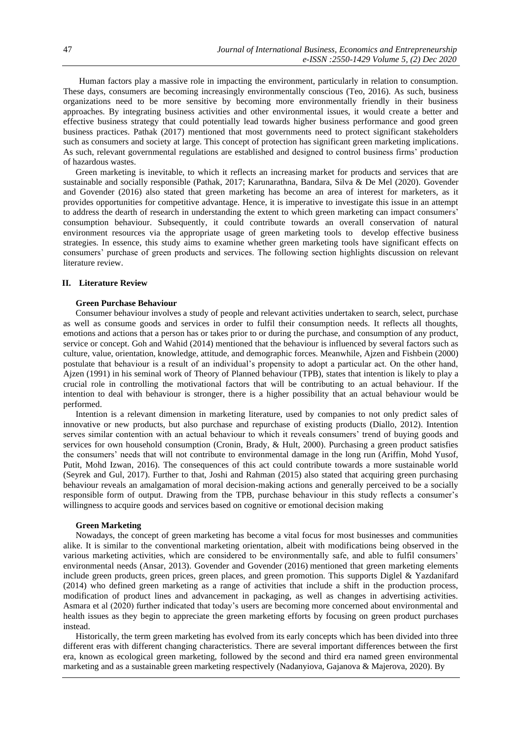Human factors play a massive role in impacting the environment, particularly in relation to consumption. These days, consumers are becoming increasingly environmentally conscious (Teo, 2016). As such, business organizations need to be more sensitive by becoming more environmentally friendly in their business approaches. By integrating business activities and other environmental issues, it would create a better and effective business strategy that could potentially lead towards higher business performance and good green business practices. Pathak (2017) mentioned that most governments need to protect significant stakeholders such as consumers and society at large. This concept of protection has significant green marketing implications. As such, relevant governmental regulations are established and designed to control business firms' production of hazardous wastes.

Green marketing is inevitable, to which it reflects an increasing market for products and services that are sustainable and socially responsible (Pathak, 2017; Karunarathna, Bandara, Silva & De Mel (2020). Govender and Govender (2016) also stated that green marketing has become an area of interest for marketers, as it provides opportunities for competitive advantage. Hence, it is imperative to investigate this issue in an attempt to address the dearth of research in understanding the extent to which green marketing can impact consumers' consumption behaviour. Subsequently, it could contribute towards an overall conservation of natural environment resources via the appropriate usage of green marketing tools to develop effective business strategies. In essence, this study aims to examine whether green marketing tools have significant effects on consumers' purchase of green products and services. The following section highlights discussion on relevant literature review.

## II. Literature Review

### Green Purchase Behaviour

Consumer behaviour involves a study of people and relevant activities undertaken to search, select, purchase as well as consume goods and services in order to fulfil their consumption needs. It reflects all thoughts, emotions and actions that a person has or takes prior to or during the purchase, and consumption of any product, service or concept. Goh and Wahid (2014) mentioned that the behaviour is influenced by several factors such as culture, value, orientation, knowledge, attitude, and demographic forces. Meanwhile, Ajzen and Fishbein (2000) postulate that behaviour is a result of an individual's propensity to adopt a particular act. On the other hand, Ajzen (1991) in his seminal work of Theory of Planned behaviour (TPB), states that intention is likely to play a crucial role in controlling the motivational factors that will be contributing to an actual behaviour. If the intention to deal with behaviour is stronger, there is a higher possibility that an actual behaviour would be performed.

Intention is a relevant dimension in marketing literature, used by companies to not only predict sales of innovative or new products, but also purchase and repurchase of existing products (Diallo, 2012). Intention serves similar contention with an actual behaviour to which it reveals consumers' trend of buying goods and services for own household consumption (Cronin, Brady, & Hult, 2000). Purchasing a green product satisfies the consumers' needs that will not contribute to environmental damage in the long run (Ariffin, Mohd Yusof, Putit, Mohd Izwan, 2016). The consequences of this act could contribute towards a more sustainable world (Seyrek and Gul, 2017). Further to that, Joshi and Rahman (2015) also stated that acquiring green purchasing behaviour reveals an amalgamation of moral decision-making actions and generally perceived to be a socially responsible form of output. Drawing from the TPB, purchase behaviour in this study reflects a consumer's willingness to acquire goods and services based on cognitive or emotional decision making

### Green Marketing

Nowadays, the concept of green marketing has become a vital focus for most businesses and communities alike. It is similar to the conventional marketing orientation, albeit with modifications being observed in the various marketing activities, which are considered to be environmentally safe, and able to fulfil consumers' environmental needs (Ansar, 2013). Govender and Govender (2016) mentioned that green marketing elements include green products, green prices, green places, and green promotion. This supports Diglel & Yazdanifard (2014) who defined green marketing as a range of activities that include a shift in the production process, modification of product lines and advancement in packaging, as well as changes in advertising activities. Asmara et al (2020) further indicated that today's users are becoming more concerned about environmental and health issues as they begin to appreciate the green marketing efforts by focusing on green product purchases instead.

Historically, the term green marketing has evolved from its early concepts which has been divided into three different eras with different changing characteristics. There are several important differences between the first era, known as ecological green marketing, followed by the second and third era named green environmental marketing and as a sustainable green marketing respectively (Nadanyiova, Gajanova & Majerova, 2020). By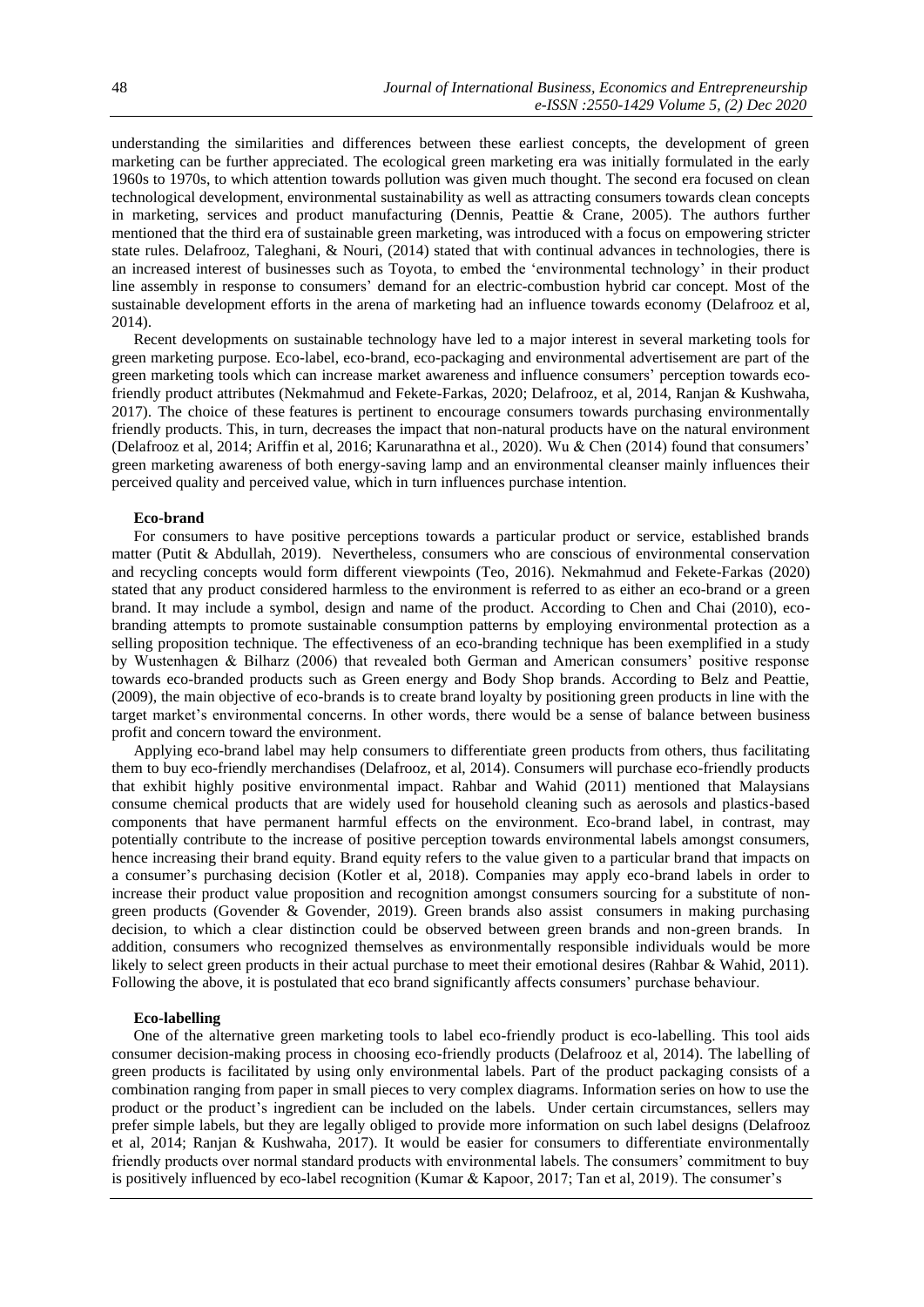understanding the similarities and differences between these earliest concepts, the development of green marketing can be further appreciated. The ecological green marketing era was initially formulated in the early 1960s to 1970s, to which attention towards pollution was given much thought. The second era focused on clean technological development, environmental sustainability as well as attracting consumers towards clean concepts in marketing, services and product manufacturing (Dennis, Peattie & Crane, 2005). The authors further mentioned that the third era of sustainable green marketing, was introduced with a focus on empowering stricter state rules. Delafrooz, Taleghani, & Nouri, (2014) stated that with continual advances in technologies, there is an increased interest of businesses such as Toyota, to embed the 'environmental technology' in their product line assembly in response to consumers' demand for an electric-combustion hybrid car concept. Most of the sustainable development efforts in the arena of marketing had an influence towards economy (Delafrooz et al, 2014).

Recent developments on sustainable technology have led to a major interest in several marketing tools for green marketing purpose. Eco-label, eco-brand, eco-packaging and environmental advertisement are part of the green marketing tools which can increase market awareness and influence consumers' perception towards eco-friendly product attributes (Nekmahmud and Fekete-Farkas, 2020; Delafrooz, et al, 2014, Ranjan & Kushwaha, 2017). The choice of these features is pertinent to encourage consumers towards purchasing environmentally friendly products. This, in turn, decreases the impact that non-natural products have on the natural environment (Delafrooz et al, 2014; Ariffin et al, 2016; Karunarathna et al., 2020). Wu & Chen (2014) found that consumers' green marketing awareness of both energy-saving lamp and an environmental cleanser mainly influences their perceived quality and perceived value, which in turn influences purchase intention.

**Eco-brand**

For consumers to have positive perceptions towards a particular product or service, established brands matter (Putit & Abdullah, 2019). Nevertheless, consumers who are conscious of environmental conservation and recycling concepts would form different viewpoints (Teo, 2016). Nekmahmud and Fekete-Farkas (2020) stated that any product considered harmless to the environment is referred to as either an eco-brand or a green brand. It may include a symbol, design and name of the product. According to Chen and Chai (2010), eco-branding attempts to promote sustainable consumption patterns by employing environmental protection as a selling proposition technique. The effectiveness of an eco-branding technique has been exemplified in a study by Wustenhagen & Bilharz (2006) that revealed both German and American consumers' positive response towards eco-branded products such as Green energy and Body Shop brands. According to Belz and Peattie, (2009), the main objective of eco-brands is to create brand loyalty by positioning green products in line with the target market's environmental concerns. In other words, there would be a sense of balance between business profit and concern toward the environment.

Applying eco-brand label may help consumers to differentiate green products from others, thus facilitating them to buy eco-friendly merchandises (Delafrooz, et al, 2014). Consumers will purchase eco-friendly products that exhibit highly positive environmental impact. Rahbar and Wahid (2011) mentioned that Malaysians consume chemical products that are widely used for household cleaning such as aerosols and plastics-based components that have permanent harmful effects on the environment. Eco-brand label, in contrast, may potentially contribute to the increase of positive perception towards environmental labels amongst consumers, hence increasing their brand equity. Brand equity refers to the value given to a particular brand that impacts on a consumer's purchasing decision (Kotler et al, 2018). Companies may apply eco-brand labels in order to increase their product value proposition and recognition amongst consumers sourcing for a substitute of non-green products (Govender & Govender, 2019). Green brands also assist consumers in making purchasing decision, to which a clear distinction could be observed between green brands and non-green brands. In addition, consumers who recognized themselves as environmentally responsible individuals would be more likely to select green products in their actual purchase to meet their emotional desires (Rahbar & Wahid, 2011). Following the above, it is postulated that eco brand significantly affects consumers' purchase behaviour.

**Eco-labelling**

One of the alternative green marketing tools to label eco-friendly product is eco-labelling. This tool aids consumer decision-making process in choosing eco-friendly products (Delafrooz et al, 2014). The labelling of green products is facilitated by using only environmental labels. Part of the product packaging consists of a combination ranging from paper in small pieces to very complex diagrams. Information series on how to use the product or the product's ingredient can be included on the labels. Under certain circumstances, sellers may prefer simple labels, but they are legally obliged to provide more information on such label designs (Delafrooz et al, 2014; Ranjan & Kushwaha, 2017). It would be easier for consumers to differentiate environmentally friendly products over normal standard products with environmental labels. The consumers' commitment to buy is positively influenced by eco-label recognition (Kumar & Kapoor, 2017; Tan et al, 2019). The consumer's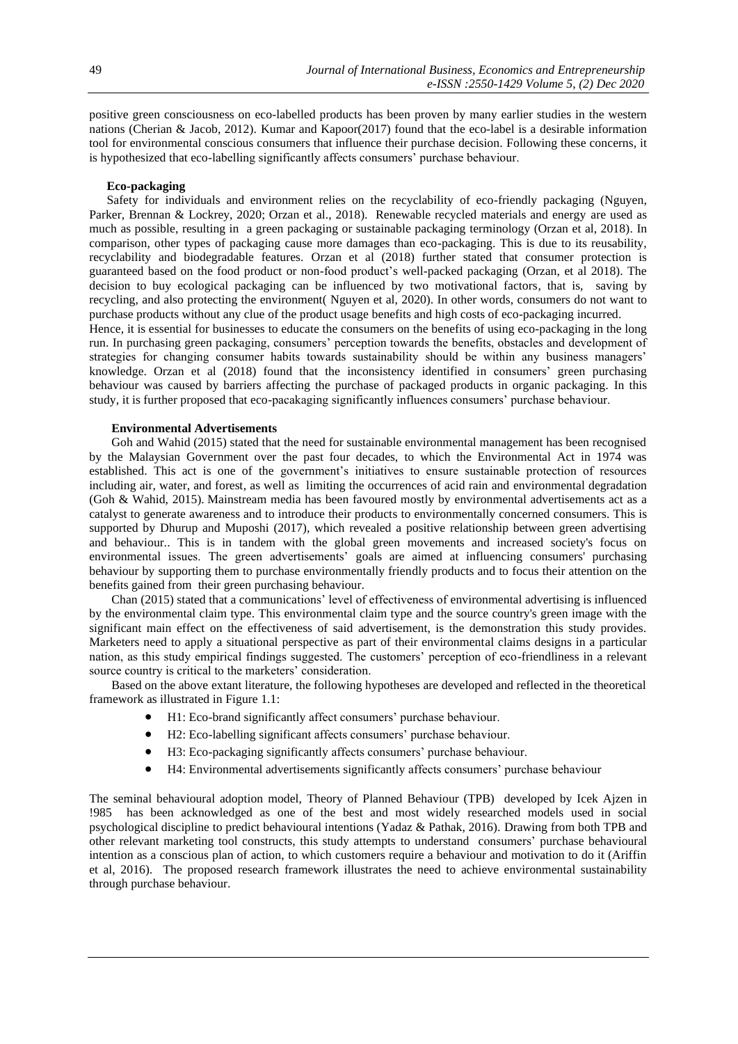positive green consciousness on eco-labelled products has been proven by many earlier studies in the western nations (Cherian & Jacob, 2012). Kumar and Kapoor(2017) found that the eco-label is a desirable information tool for environmental conscious consumers that influence their purchase decision. Following these concerns, it is hypothesized that eco-labelling significantly affects consumers' purchase behaviour.

### Eco-packaging

Safety for individuals and environment relies on the recyclability of eco-friendly packaging (Nguyen, Parker, Brennan & Lockrey, 2020; Orzan et al., 2018). Renewable recycled materials and energy are used as much as possible, resulting in a green packaging or sustainable packaging terminology (Orzan et al, 2018). In comparison, other types of packaging cause more damages than eco-packaging. This is due to its reusability, recyclability and biodegradable features. Orzan et al (2018) further stated that consumer protection is guaranteed based on the food product or non-food product's well-packed packaging (Orzan, et al 2018). The decision to buy ecological packaging can be influenced by two motivational factors, that is, saving by recycling, and also protecting the environment( Nguyen et al, 2020). In other words, consumers do not want to purchase products without any clue of the product usage benefits and high costs of eco-packaging incurred.

Hence, it is essential for businesses to educate the consumers on the benefits of using eco-packaging in the long run. In purchasing green packaging, consumers' perception towards the benefits, obstacles and development of strategies for changing consumer habits towards sustainability should be within any business managers' knowledge. Orzan et al (2018) found that the inconsistency identified in consumers' green purchasing behaviour was caused by barriers affecting the purchase of packaged products in organic packaging. In this study, it is further proposed that eco-pacakaging significantly influences consumers' purchase behaviour.

### Environmental Advertisements

Goh and Wahid (2015) stated that the need for sustainable environmental management has been recognised by the Malaysian Government over the past four decades, to which the Environmental Act in 1974 was established. This act is one of the government's initiatives to ensure sustainable protection of resources including air, water, and forest, as well as limiting the occurrences of acid rain and environmental degradation (Goh & Wahid, 2015). Mainstream media has been favoured mostly by environmental advertisements act as a catalyst to generate awareness and to introduce their products to environmentally concerned consumers. This is supported by Dhurup and Muposhi (2017), which revealed a positive relationship between green advertising and behaviour.. This is in tandem with the global green movements and increased society's focus on environmental issues. The green advertisements' goals are aimed at influencing consumers' purchasing behaviour by supporting them to purchase environmentally friendly products and to focus their attention on the benefits gained from their green purchasing behaviour.

Chan (2015) stated that a communications' level of effectiveness of environmental advertising is influenced by the environmental claim type. This environmental claim type and the source country's green image with the significant main effect on the effectiveness of said advertisement, is the demonstration this study provides. Marketers need to apply a situational perspective as part of their environmental claims designs in a particular nation, as this study empirical findings suggested. The customers' perception of eco-friendliness in a relevant source country is critical to the marketers' consideration.

Based on the above extant literature, the following hypotheses are developed and reflected in the theoretical framework as illustrated in Figure 1.1:

- H1: Eco-brand significantly affect consumers' purchase behaviour.
- H2: Eco-labelling significant affects consumers' purchase behaviour.
- H3: Eco-packaging significantly affects consumers' purchase behaviour.
- H4: Environmental advertisements significantly affects consumers' purchase behaviour

The seminal behavioural adoption model, Theory of Planned Behaviour (TPB) developed by Icek Ajzen in !985 has been acknowledged as one of the best and most widely researched models used in social psychological discipline to predict behavioural intentions (Yadaz & Pathak, 2016). Drawing from both TPB and other relevant marketing tool constructs, this study attempts to understand consumers' purchase behavioural intention as a conscious plan of action, to which customers require a behaviour and motivation to do it (Ariffin et al, 2016). The proposed research framework illustrates the need to achieve environmental sustainability through purchase behaviour.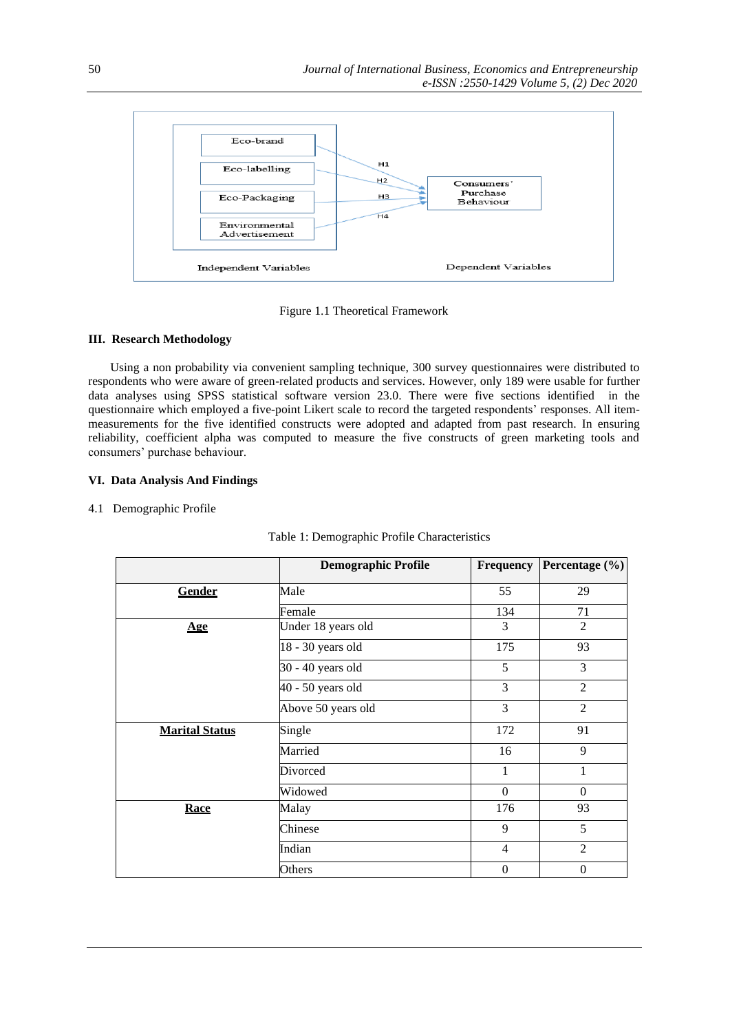Figure 1.1 Theoretical Framework

## III. Research Methodology

Using a non probability via convenient sampling technique, 300 survey questionnaires were distributed to respondents who were aware of green-related products and services. However, only 189 were usable for further data analyses using SPSS statistical software version 23.0. There were five sections identified in the questionnaire which employed a five-point Likert scale to record the targeted respondents' responses. All item-measurements for the five identified constructs were adopted and adapted from past research. In ensuring reliability, coefficient alpha was computed to measure the five constructs of green marketing tools and consumers' purchase behaviour.

## VI. Data Analysis And Findings

4.1 Demographic Profile

Table 1: Demographic Profile Characteristics

| | Demographic Profile | Frequency | Percentage (%) |
|---|---|---|---|
| **Gender** | Male | 55 | 29 |
| | Female | 134 | 71 |
| **Age** | Under 18 years old | 3 | 2 |
| | 18 - 30 years old | 175 | 93 |
| | 30 - 40 years old | 5 | 3 |
| | 40 - 50 years old | 3 | 2 |
| | Above 50 years old | 3 | 2 |
| **Marital Status** | Single | 172 | 91 |
| | Married | 16 | 9 |
| | Divorced | 1 | 1 |
| | Widowed | 0 | 0 |
| **Race** | Malay | 176 | 93 |
| | Chinese | 9 | 5 |
| | Indian | 4 | 2 |
| | Others | 0 | 0 |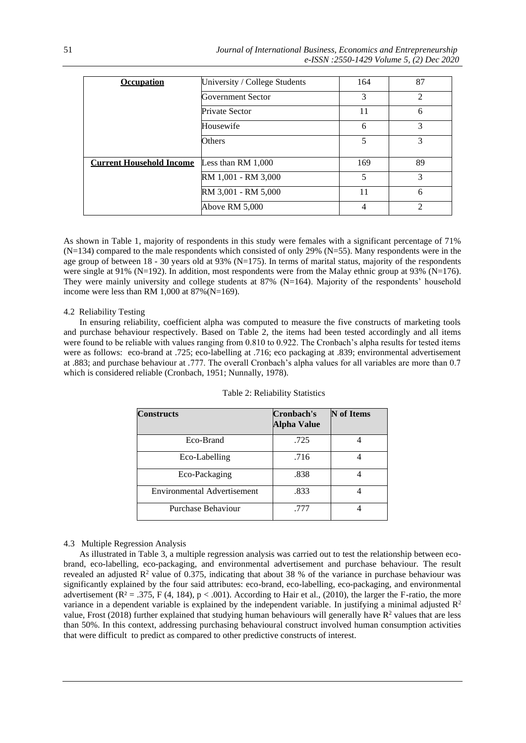| Occupation | University / College Students | 164 | 87 |
|---|---|---|---|
| | Government Sector | 3 | 2 |
| | Private Sector | 11 | 6 |
| | Housewife | 6 | 3 |
| | Others | 5 | 3 |
| **Current Household Income** | Less than RM 1,000 | 169 | 89 |
| | RM 1,001 - RM 3,000 | 5 | 3 |
| | RM 3,001 - RM 5,000 | 11 | 6 |
| | Above RM 5,000 | 4 | 2 |

As shown in Table 1, majority of respondents in this study were females with a significant percentage of 71% (N=134) compared to the male respondents which consisted of only 29% (N=55). Many respondents were in the age group of between 18 - 30 years old at 93% (N=175). In terms of marital status, majority of the respondents were single at 91% (N=192). In addition, most respondents were from the Malay ethnic group at 93% (N=176). They were mainly university and college students at 87% (N=164). Majority of the respondents' household income were less than RM 1,000 at 87%(N=169).

### 4.2 Reliability Testing

In ensuring reliability, coefficient alpha was computed to measure the five constructs of marketing tools and purchase behaviour respectively. Based on Table 2, the items had been tested accordingly and all items were found to be reliable with values ranging from 0.810 to 0.922. The Cronbach's alpha results for tested items were as follows: eco-brand at .725; eco-labelling at .716; eco packaging at .839; environmental advertisement at .883; and purchase behaviour at .777. The overall Cronbach's alpha values for all variables are more than 0.7 which is considered reliable (Cronbach, 1951; Nunnally, 1978).

Table 2: Reliability Statistics

| Constructs | Cronbach's Alpha Value | N of Items |
|---|---|---|
| Eco-Brand | .725 | 4 |
| Eco-Labelling | .716 | 4 |
| Eco-Packaging | .838 | 4 |
| Environmental Advertisement | .833 | 4 |
| Purchase Behaviour | .777 | 4 |

### 4.3 Multiple Regression Analysis

As illustrated in Table 3, a multiple regression analysis was carried out to test the relationship between eco-brand, eco-labelling, eco-packaging, and environmental advertisement and purchase behaviour. The result revealed an adjusted $R^2$ value of 0.375, indicating that about 38 % of the variance in purchase behaviour was significantly explained by the four said attributes: eco-brand, eco-labelling, eco-packaging, and environmental advertisement ($R^2 = .375$, $F (4, 184)$, $p < .001$). According to Hair et al., (2010), the larger the F-ratio, the more variance in a dependent variable is explained by the independent variable. In justifying a minimal adjusted $R^2$ value, Frost (2018) further explained that studying human behaviours will generally have $R^2$ values that are less than 50%. In this context, addressing purchasing behavioural construct involved human consumption activities that were difficult to predict as compared to other predictive constructs of interest.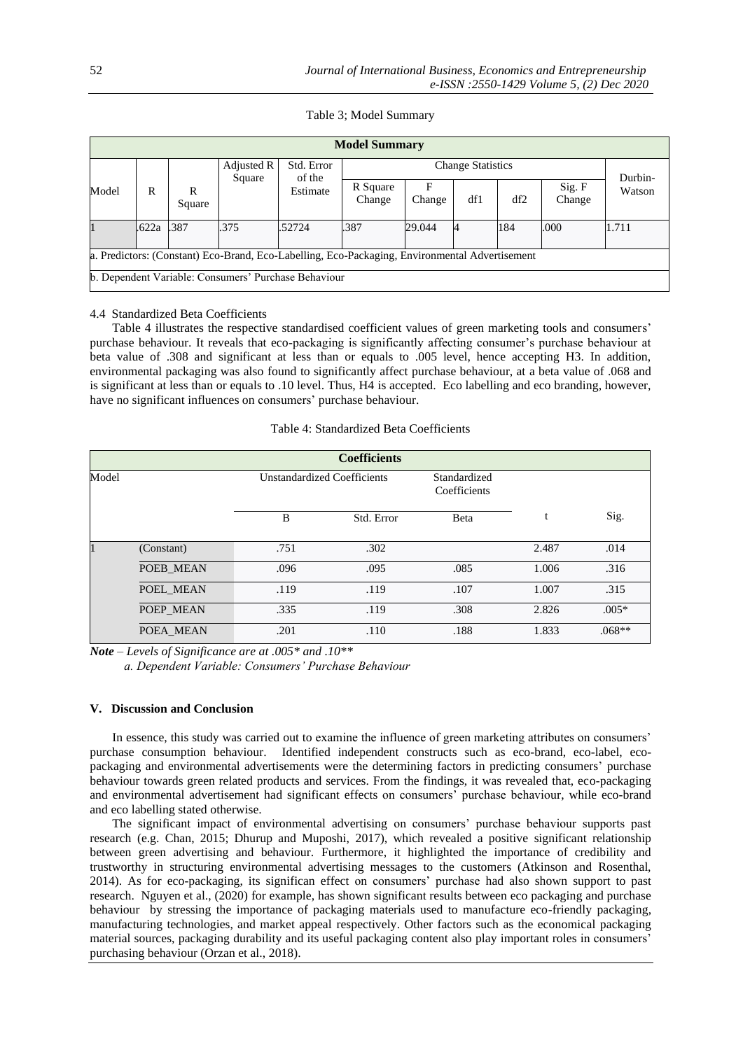Table 3; Model Summary

| Model Summary | | | | | | | | | | |
|---|---|---|---|---|---|---|---|---|---|---|
| Model | R | R Square | Adjusted R Square | Std. Error of the Estimate | Change Statistics | | | | | Durbin-Watson |
| | | | | | R Square Change | F Change | df1 | df2 | Sig. F Change | |
| 1 | .622a | .387 | .375 | .52724 | .387 | 29.044 | 4 | 184 | .000 | 1.711 |
| a. Predictors: (Constant) Eco-Brand, Eco-Labelling, Eco-Packaging, Environmental Advertisement | | | | | | | | | | |
| b. Dependent Variable: Consumers' Purchase Behaviour | | | | | | | | | | |

4.4 Standardized Beta Coefficients

Table 4 illustrates the respective standardised coefficient values of green marketing tools and consumers' purchase behaviour. It reveals that eco-packaging is significantly affecting consumer's purchase behaviour at beta value of .308 and significant at less than or equals to .005 level, hence accepting H3. In addition, environmental packaging was also found to significantly affect purchase behaviour, at a beta value of .068 and is significant at less than or equals to .10 level. Thus, H4 is accepted. Eco labelling and eco branding, however, have no significant influences on consumers' purchase behaviour.

Table 4: Standardized Beta Coefficients

| Coefficients | | | | | | |
|---|---|---|---|---|---|---|
| Model | | Unstandardized Coefficients | | Standardized Coefficients | | |
| | | B | Std. Error | Beta | t | Sig. |
| 1 | (Constant) | .751 | .302 | | 2.487 | .014 |
| | POEB_MEAN | .096 | .095 | .085 | 1.006 | .316 |
| | POEL_MEAN | .119 | .119 | .107 | 1.007 | .315 |
| | POEP_MEAN | .335 | .119 | .308 | 2.826 | .005* |
| | POEA_MEAN | .201 | .110 | .188 | 1.833 | .068** |

***Note*** *– Levels of Significance are at .005\* and .10\*\**

*a. Dependent Variable: Consumers' Purchase Behaviour*

## V. Discussion and Conclusion

In essence, this study was carried out to examine the influence of green marketing attributes on consumers' purchase consumption behaviour. Identified independent constructs such as eco-brand, eco-label, eco-packaging and environmental advertisements were the determining factors in predicting consumers' purchase behaviour towards green related products and services. From the findings, it was revealed that, eco-packaging and environmental advertisement had significant effects on consumers' purchase behaviour, while eco-brand and eco labelling stated otherwise.

The significant impact of environmental advertising on consumers' purchase behaviour supports past research (e.g. Chan, 2015; Dhurup and Muposhi, 2017), which revealed a positive significant relationship between green advertising and behaviour. Furthermore, it highlighted the importance of credibility and trustworthy in structuring environmental advertising messages to the customers (Atkinson and Rosenthal, 2014). As for eco-packaging, its significan effect on consumers' purchase had also shown support to past research. Nguyen et al., (2020) for example, has shown significant results between eco packaging and purchase behaviour by stressing the importance of packaging materials used to manufacture eco-friendly packaging, manufacturing technologies, and market appeal respectively. Other factors such as the economical packaging material sources, packaging durability and its useful packaging content also play important roles in consumers' purchasing behaviour (Orzan et al., 2018).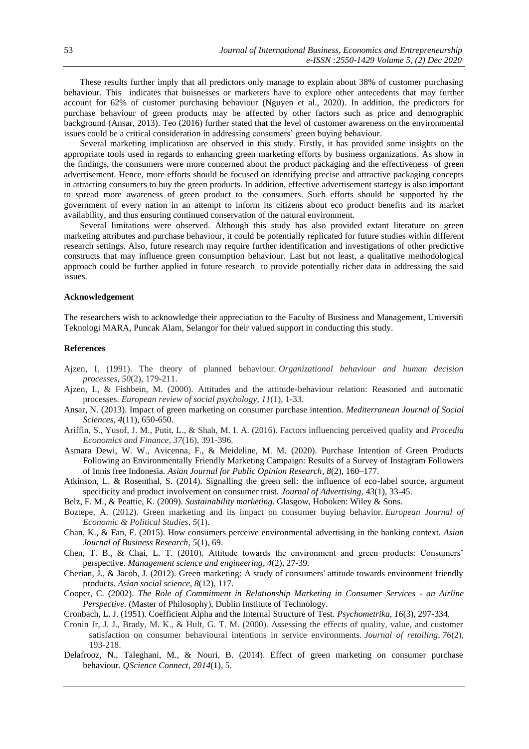These results further imply that all predictors only manage to explain about 38% of customer purchasing behaviour. This indicates that buisnesses or marketers have to explore other antecedents that may further account for 62% of customer purchasing behaviour (Nguyen et al., 2020). In addition, the predictors for purchase behaviour of green products may be affected by other factors such as price and demographic background (Ansar, 2013). Teo (2016) further stated that the level of customer awareness on the environmental issues could be a critical consideration in addressing consumers' green buying behaviour.

Several marketing implicatiosn are observed in this study. Firstly, it has provided some insights on the appropriate tools used in regards to enhancing green marketing efforts by business organizations. As show in the findings, the consumers were more concerned about the product packaging and the effectiveness of green advertisement. Hence, more efforts should be focused on identifying precise and attractive packaging concepts in attracting consumers to buy the green products. In addition, effective advertisement startegy is also important to spread more awareness of green product to the consumers. Such efforts should be supported by the government of every nation in an attempt to inform its citizens about eco product benefits and its market availability, and thus ensuring continued conservation of the natural environment.

Several limitations were observed. Although this study has also provided extant literature on green marketing attributes and purchase behaviour, it could be potentially replicated for future studies within different research settings. Also, future research may require further identification and investigations of other predictive constructs that may influence green consumption behaviour. Last but not least, a qualitative methodological approach could be further applied in future research to provide potentially richer data in addressing the said issues.

**Acknowledgement**

The researchers wish to acknowledge their appreciation to the Faculty of Business and Management, Universiti Teknologi MARA, Puncak Alam, Selangor for their valued support in conducting this study.

**References**

Ajzen, I. (1991). The theory of planned behaviour. *Organizational behaviour and human decision processes*, *50*(2), 179-211.

Ajzen, I., & Fishbein, M. (2000). Attitudes and the attitude-behaviour relation: Reasoned and automatic processes. *European review of social psychology*, *11*(1), 1-33.

Ansar, N. (2013). Impact of green marketing on consumer purchase intention. *Mediterranean Journal of Social Sciences*, *4*(11), 650-650.

Ariffin, S., Yusof, J. M., Putit, L., & Shah, M. I. A. (2016). Factors influencing perceived quality and *Procedia Economics and Finance*, *37*(16), 391-396.

Asmara Dewi, W. W., Avicenna, F., & Meideline, M. M. (2020). Purchase Intention of Green Products Following an Environmentally Friendly Marketing Campaign: Results of a Survey of Instagram Followers of Innis free Indonesia. *Asian Journal for Public Opinion Research*, *8*(2), 160–177.

Atkinson, L. & Rosenthal, S. (2014). Signalling the green sell: the influence of eco-label source, argument specificity and product involvement on consumer trust. *Journal of Advertising*, 43(1), 33-45.

Belz, F. M., & Peattie, K. (2009). *Sustainability marketing*. Glasgow, Hoboken: Wiley & Sons.

Boztepe, A. (2012). Green marketing and its impact on consumer buying behavior. *European Journal of Economic & Political Studies*, *5*(1).

Chan, K., & Fan, F. (2015). How consumers perceive environmental advertising in the banking context. *Asian Journal of Business Research*, *5*(1), 69.

Chen, T. B., & Chai, L. T. (2010). Attitude towards the environment and green products: Consumers' perspective. *Management science and engineering*, *4*(2), 27-39.

Cherian, J., & Jacob, J. (2012). Green marketing: A study of consumers' attitude towards environment friendly products. *Asian social science*, *8*(12), 117.

Cooper, C. (2002). *The Role of Commitment in Relationship Marketing in Consumer Services - an Airline Perspective.* (Master of Philosophy), Dublin Institute of Technology.

Cronbach, L. J. (1951). Coefficient Alpha and the Internal Structure of Test. *Psychometrika, 16*(3), 297-334.

Cronin Jr, J. J., Brady, M. K., & Hult, G. T. M. (2000). Assessing the effects of quality, value, and customer satisfaction on consumer behavioural intentions in service environments. *Journal of retailing*, *76*(2), 193-218.

Delafrooz, N., Taleghani, M., & Nouri, B. (2014). Effect of green marketing on consumer purchase behaviour. *QScience Connect*, *2014*(1), 5.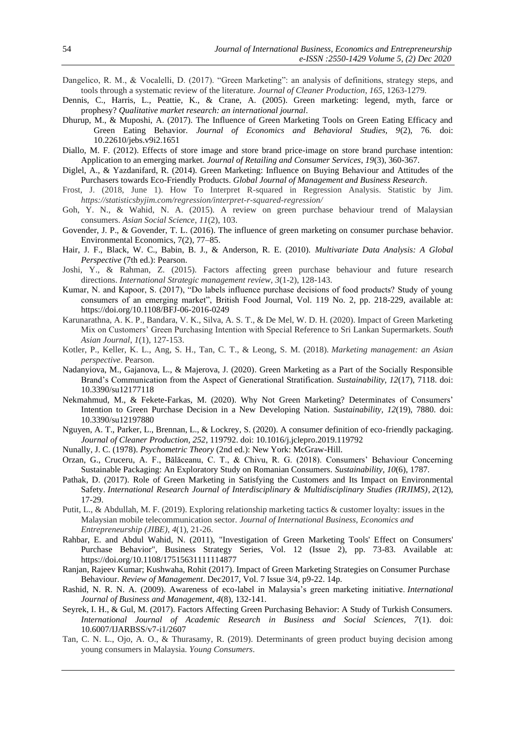Dangelico, R. M., & Vocalelli, D. (2017). "Green Marketing": an analysis of definitions, strategy steps, and tools through a systematic review of the literature. *Journal of Cleaner Production*, *165*, 1263-1279.

Dennis, C., Harris, L., Peattie, K., & Crane, A. (2005). Green marketing: legend, myth, farce or prophesy? *Qualitative market research: an international journal*.

Dhurup, M., & Muposhi, A. (2017). The Influence of Green Marketing Tools on Green Eating Efficacy and Green Eating Behavior. *Journal of Economics and Behavioral Studies, 9*(2), 76. doi: 10.22610/jebs.v9i2.1651

Diallo, M. F. (2012). Effects of store image and store brand price-image on store brand purchase intention: Application to an emerging market. *Journal of Retailing and Consumer Services*, *19*(3), 360-367.

Diglel, A., & Yazdanifard, R. (2014). Green Marketing: Influence on Buying Behaviour and Attitudes of the Purchasers towards Eco-Friendly Products. *Global Journal of Management and Business Research*.

Frost, J. (2018, June 1). How To Interpret R-squared in Regression Analysis. Statistic by Jim. *https://statisticsbyjim.com/regression/interpret-r-squared-regression/*

Goh, Y. N., & Wahid, N. A. (2015). A review on green purchase behaviour trend of Malaysian consumers. *Asian Social Science*, *11*(2), 103.

Govender, J. P., & Govender, T. L. (2016). The influence of green marketing on consumer purchase behavior. Environmental Economics, 7(2), 77–85.

Hair, J. F., Black, W. C., Babin, B. J., & Anderson, R. E. (2010). *Multivariate Data Analysis: A Global Perspective* (7th ed.): Pearson.

Joshi, Y., & Rahman, Z. (2015). Factors affecting green purchase behaviour and future research directions. *International Strategic management review, 3*(1-2), 128-143.

Kumar, N. and Kapoor, S. (2017), "Do labels influence purchase decisions of food products? Study of young consumers of an emerging market", British Food Journal, Vol. 119 No. 2, pp. 218-229, available at: https://doi.org/10.1108/BFJ-06-2016-0249

Karunarathna, A. K. P., Bandara, V. K., Silva, A. S. T., & De Mel, W. D. H. (2020). Impact of Green Marketing Mix on Customers' Green Purchasing Intention with Special Reference to Sri Lankan Supermarkets. *South Asian Journal*, *1*(1), 127-153.

Kotler, P., Keller, K. L., Ang, S. H., Tan, C. T., & Leong, S. M. (2018). *Marketing management: an Asian perspective*. Pearson.

Nadanyiova, M., Gajanova, L., & Majerova, J. (2020). Green Marketing as a Part of the Socially Responsible Brand's Communication from the Aspect of Generational Stratification. *Sustainability, 12*(17), 7118. doi: 10.3390/su12177118

Nekmahmud, M., & Fekete-Farkas, M. (2020). Why Not Green Marketing? Determinates of Consumers' Intention to Green Purchase Decision in a New Developing Nation. *Sustainability, 12*(19), 7880. doi: 10.3390/su12197880

Nguyen, A. T., Parker, L., Brennan, L., & Lockrey, S. (2020). A consumer definition of eco-friendly packaging. *Journal of Cleaner Production, 252*, 119792. doi: 10.1016/j.jclepro.2019.119792

Nunally, J. C. (1978). *Psychometric Theory* (2nd ed.): New York: McGraw-Hill.

Orzan, G., Cruceru, A. F., Bălăceanu, C. T., & Chivu, R. G. (2018). Consumers' Behaviour Concerning Sustainable Packaging: An Exploratory Study on Romanian Consumers. *Sustainability*, *10*(6), 1787.

Pathak, D. (2017). Role of Green Marketing in Satisfying the Customers and Its Impact on Environmental Safety. *International Research Journal of Interdisciplinary & Multidisciplinary Studies (IRJIMS)*, *2*(12), 17-29.

Putit, L., & Abdullah, M. F. (2019). Exploring relationship marketing tactics & customer loyalty: issues in the Malaysian mobile telecommunication sector. *Journal of International Business, Economics and Entrepreneurship (JIBE)*, *4*(1), 21-26.

Rahbar, E. and Abdul Wahid, N. (2011), "Investigation of Green Marketing Tools' Effect on Consumers' Purchase Behavior", Business Strategy Series, Vol. 12 (Issue 2), pp. 73-83. Available at: https://doi.org/10.1108/17515631111114877

Ranjan, Rajeev Kumar; Kushwaha, Rohit (2017). Impact of Green Marketing Strategies on Consumer Purchase Behaviour. *Review of Management*. Dec2017, Vol. 7 Issue 3/4, p9-22. 14p.

Rashid, N. R. N. A. (2009). Awareness of eco-label in Malaysia's green marketing initiative. *International Journal of Business and Management*, *4*(8), 132-141.

Seyrek, I. H., & Gul, M. (2017). Factors Affecting Green Purchasing Behavior: A Study of Turkish Consumers. *International Journal of Academic Research in Business and Social Sciences, 7*(1). doi: 10.6007/IJARBSS/v7-i1/2607

Tan, C. N. L., Ojo, A. O., & Thurasamy, R. (2019). Determinants of green product buying decision among young consumers in Malaysia. *Young Consumers*.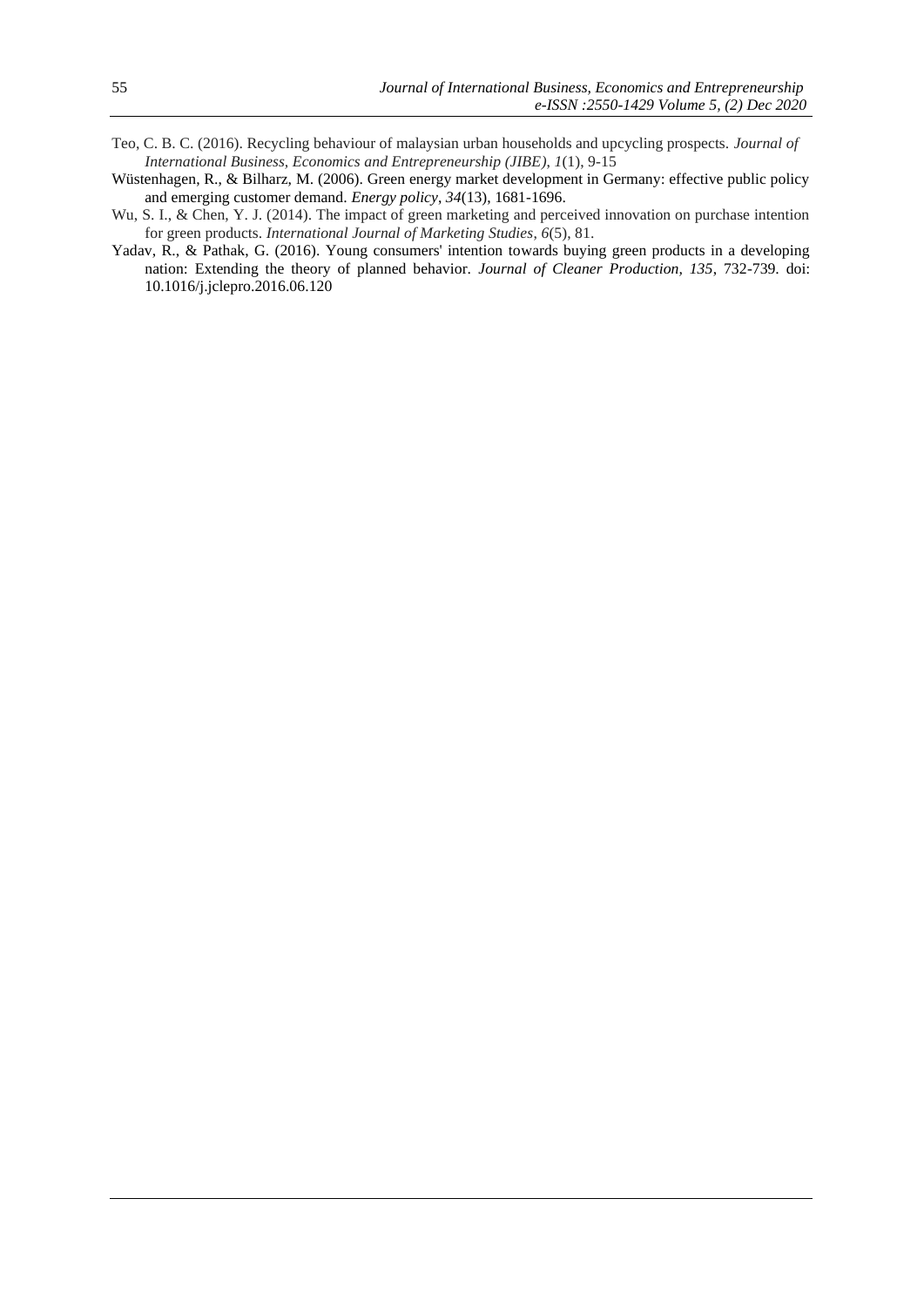Teo, C. B. C. (2016). Recycling behaviour of malaysian urban households and upcycling prospects. *Journal of International Business, Economics and Entrepreneurship (JIBE), 1*(1), 9-15

Wüstenhagen, R., & Bilharz, M. (2006). Green energy market development in Germany: effective public policy and emerging customer demand. *Energy policy, 34*(13), 1681-1696.

Wu, S. I., & Chen, Y. J. (2014). The impact of green marketing and perceived innovation on purchase intention for green products. *International Journal of Marketing Studies, 6*(5), 81.

Yadav, R., & Pathak, G. (2016). Young consumers' intention towards buying green products in a developing nation: Extending the theory of planned behavior. *Journal of Cleaner Production, 135*, 732-739. doi: 10.1016/j.jclepro.2016.06.120